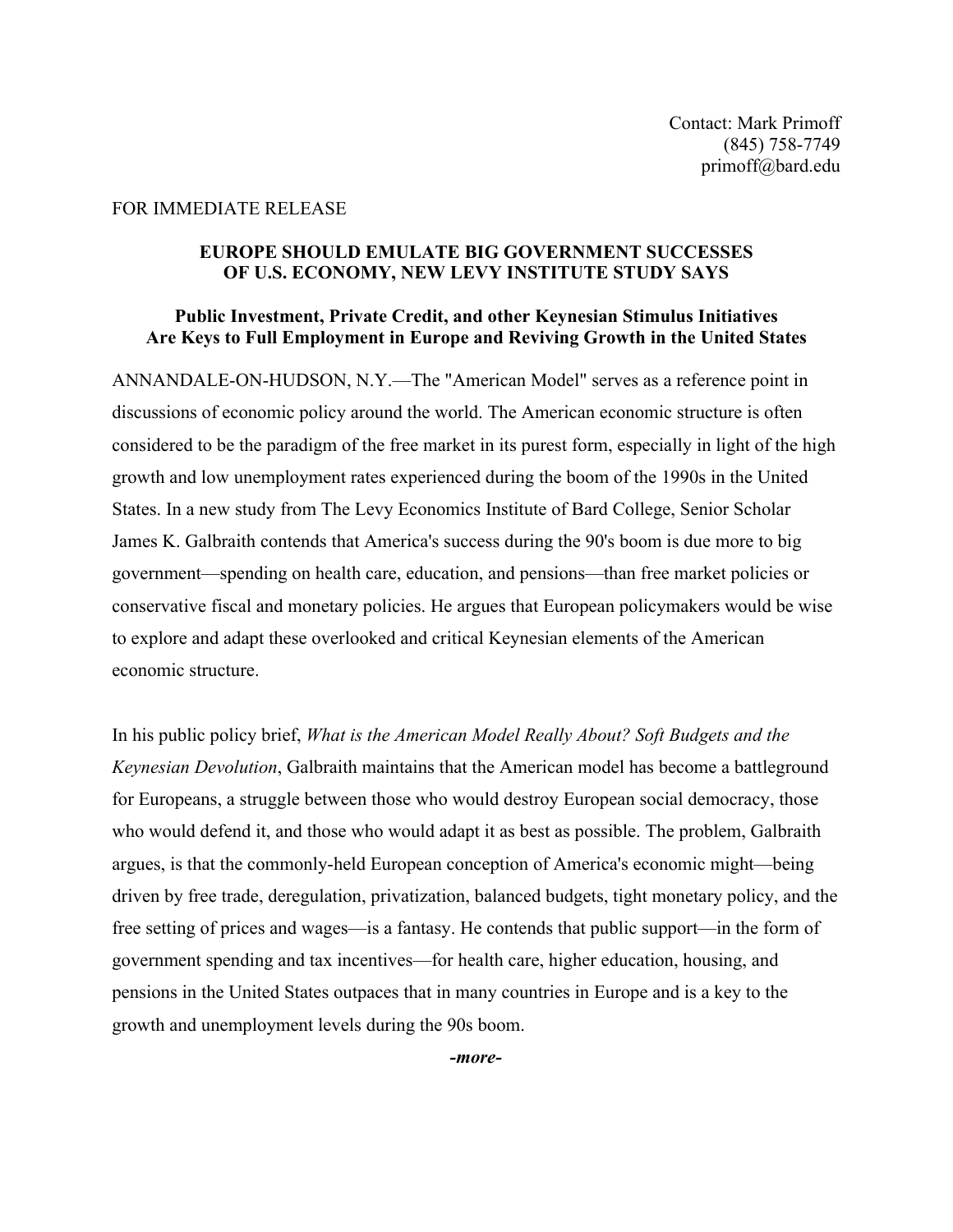Contact: Mark Primoff  
(845) 758-7749  
primoff@bard.edu

FOR IMMEDIATE RELEASE

## EUROPE SHOULD EMULATE BIG GOVERNMENT SUCCESSES OF U.S. ECONOMY, NEW LEVY INSTITUTE STUDY SAYS

### Public Investment, Private Credit, and other Keynesian Stimulus Initiatives Are Keys to Full Employment in Europe and Reviving Growth in the United States

ANNANDALE-ON-HUDSON, N.Y.—The "American Model" serves as a reference point in discussions of economic policy around the world. The American economic structure is often considered to be the paradigm of the free market in its purest form, especially in light of the high growth and low unemployment rates experienced during the boom of the 1990s in the United States. In a new study from The Levy Economics Institute of Bard College, Senior Scholar James K. Galbraith contends that America's success during the 90's boom is due more to big government—spending on health care, education, and pensions—than free market policies or conservative fiscal and monetary policies. He argues that European policymakers would be wise to explore and adapt these overlooked and critical Keynesian elements of the American economic structure.

In his public policy brief, *What is the American Model Really About? Soft Budgets and the Keynesian Devolution*, Galbraith maintains that the American model has become a battleground for Europeans, a struggle between those who would destroy European social democracy, those who would defend it, and those who would adapt it as best as possible. The problem, Galbraith argues, is that the commonly-held European conception of America's economic might—being driven by free trade, deregulation, privatization, balanced budgets, tight monetary policy, and the free setting of prices and wages—is a fantasy. He contends that public support—in the form of government spending and tax incentives—for health care, higher education, housing, and pensions in the United States outpaces that in many countries in Europe and is a key to the growth and unemployment levels during the 90s boom.

***-more-***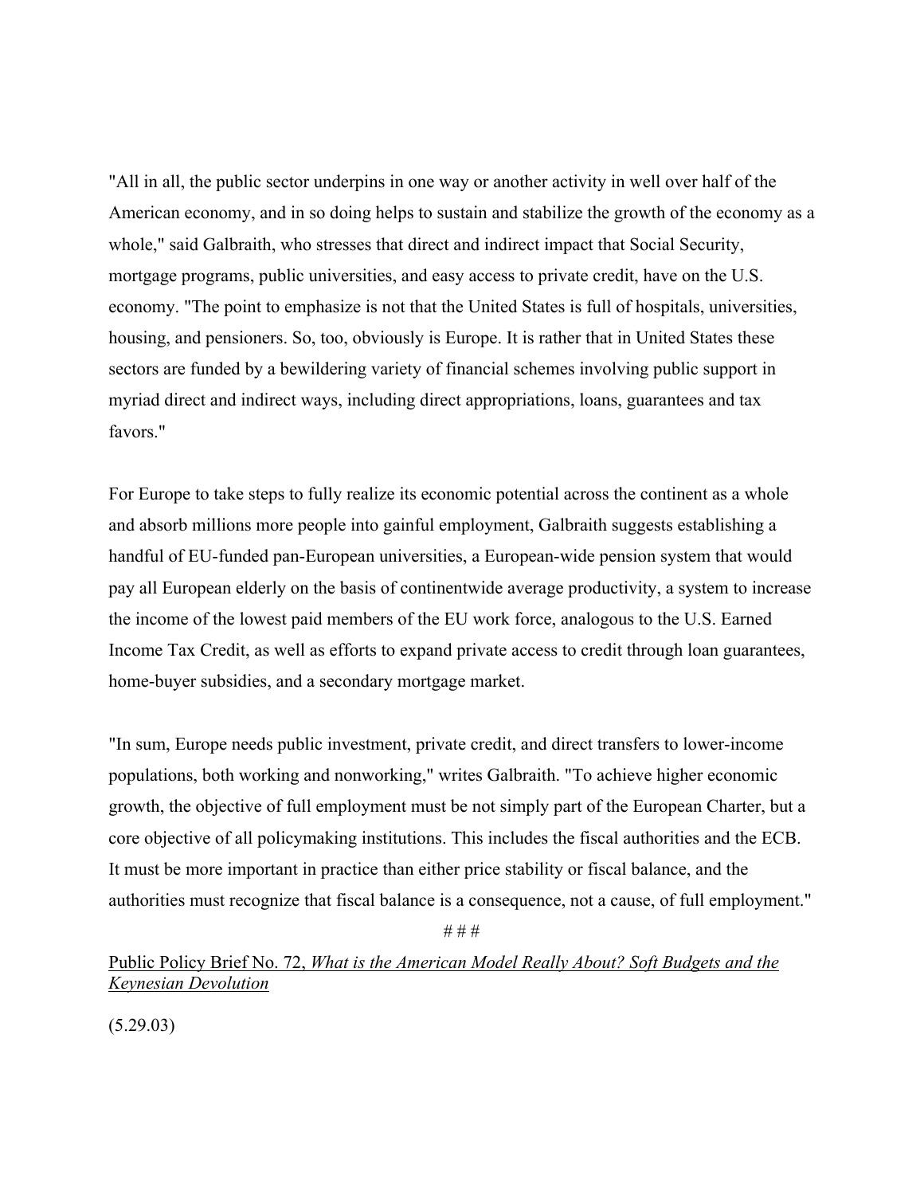"All in all, the public sector underpins in one way or another activity in well over half of the American economy, and in so doing helps to sustain and stabilize the growth of the economy as a whole," said Galbraith, who stresses that direct and indirect impact that Social Security, mortgage programs, public universities, and easy access to private credit, have on the U.S. economy. "The point to emphasize is not that the United States is full of hospitals, universities, housing, and pensioners. So, too, obviously is Europe. It is rather that in United States these sectors are funded by a bewildering variety of financial schemes involving public support in myriad direct and indirect ways, including direct appropriations, loans, guarantees and tax favors."

For Europe to take steps to fully realize its economic potential across the continent as a whole and absorb millions more people into gainful employment, Galbraith suggests establishing a handful of EU-funded pan-European universities, a European-wide pension system that would pay all European elderly on the basis of continentwide average productivity, a system to increase the income of the lowest paid members of the EU work force, analogous to the U.S. Earned Income Tax Credit, as well as efforts to expand private access to credit through loan guarantees, home-buyer subsidies, and a secondary mortgage market.

"In sum, Europe needs public investment, private credit, and direct transfers to lower-income populations, both working and nonworking," writes Galbraith. "To achieve higher economic growth, the objective of full employment must be not simply part of the European Charter, but a core objective of all policymaking institutions. This includes the fiscal authorities and the ECB. It must be more important in practice than either price stability or fiscal balance, and the authorities must recognize that fiscal balance is a consequence, not a cause, of full employment."

# # #

Public Policy Brief No. 72, *What is the American Model Really About? Soft Budgets and the Keynesian Devolution*

(5.29.03)